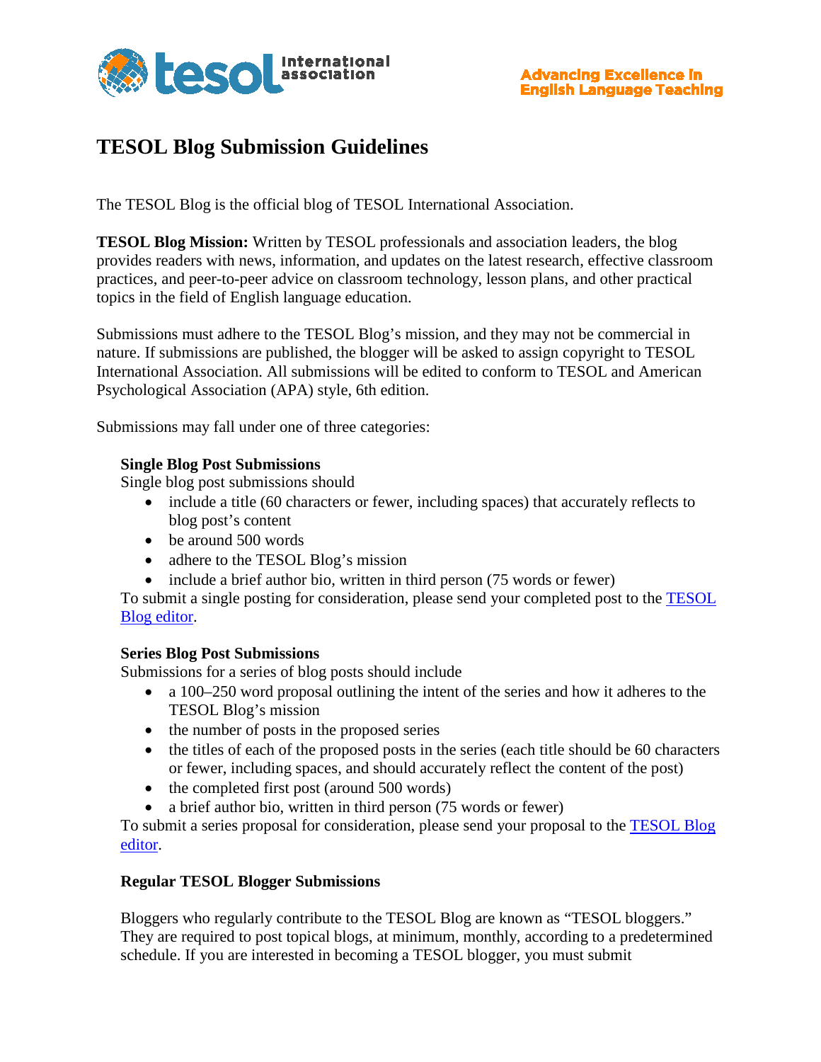tesol international association

Advancing Excellence in English Language Teaching

# TESOL Blog Submission Guidelines

The TESOL Blog is the official blog of TESOL International Association.

**TESOL Blog Mission:** Written by TESOL professionals and association leaders, the blog provides readers with news, information, and updates on the latest research, effective classroom practices, and peer-to-peer advice on classroom technology, lesson plans, and other practical topics in the field of English language education.

Submissions must adhere to the TESOL Blog's mission, and they may not be commercial in nature. If submissions are published, the blogger will be asked to assign copyright to TESOL International Association. All submissions will be edited to conform to TESOL and American Psychological Association (APA) style, 6th edition.

Submissions may fall under one of three categories:

### Single Blog Post Submissions

Single blog post submissions should

- include a title (60 characters or fewer, including spaces) that accurately reflects to blog post's content
- be around 500 words
- adhere to the TESOL Blog's mission
- include a brief author bio, written in third person (75 words or fewer)

To submit a single posting for consideration, please send your completed post to the TESOL Blog editor.

### Series Blog Post Submissions

Submissions for a series of blog posts should include

- a 100–250 word proposal outlining the intent of the series and how it adheres to the TESOL Blog's mission
- the number of posts in the proposed series
- the titles of each of the proposed posts in the series (each title should be 60 characters or fewer, including spaces, and should accurately reflect the content of the post)
- the completed first post (around 500 words)
- a brief author bio, written in third person (75 words or fewer)

To submit a series proposal for consideration, please send your proposal to the TESOL Blog editor.

### Regular TESOL Blogger Submissions

Bloggers who regularly contribute to the TESOL Blog are known as "TESOL bloggers." They are required to post topical blogs, at minimum, monthly, according to a predetermined schedule. If you are interested in becoming a TESOL blogger, you must submit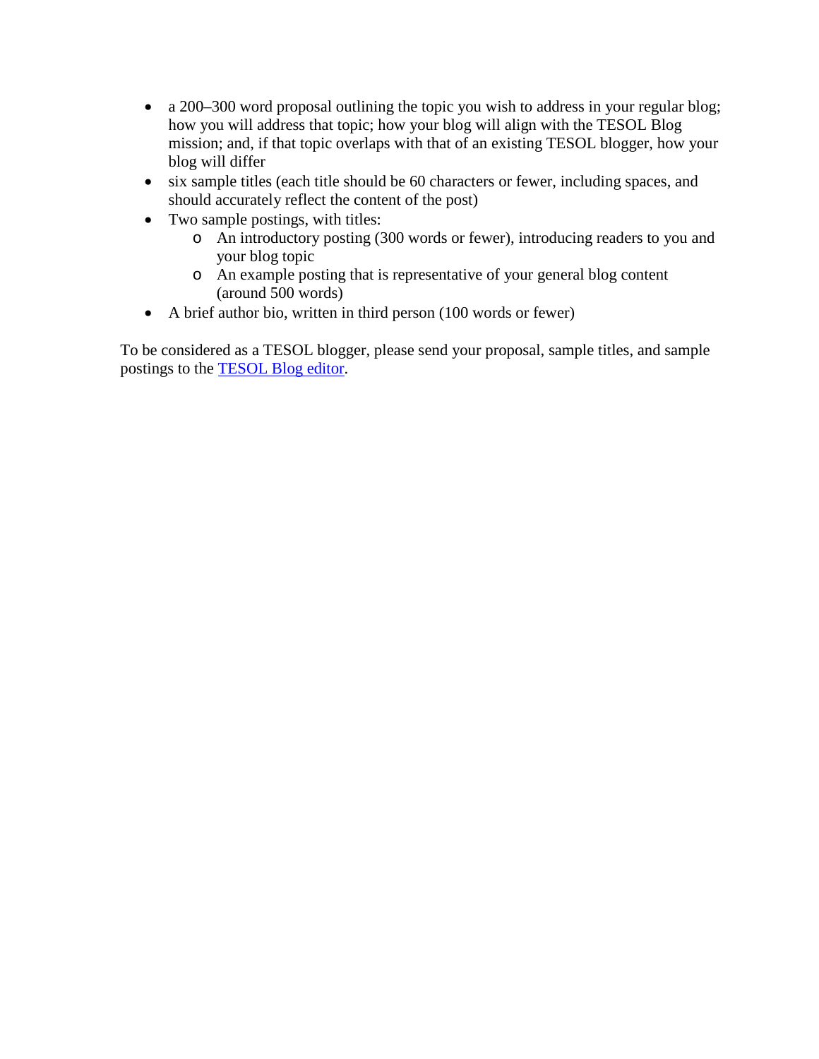- a 200–300 word proposal outlining the topic you wish to address in your regular blog; how you will address that topic; how your blog will align with the TESOL Blog mission; and, if that topic overlaps with that of an existing TESOL blogger, how your blog will differ
- six sample titles (each title should be 60 characters or fewer, including spaces, and should accurately reflect the content of the post)
- Two sample postings, with titles:
    - An introductory posting (300 words or fewer), introducing readers to you and your blog topic
    - An example posting that is representative of your general blog content (around 500 words)
- A brief author bio, written in third person (100 words or fewer)

To be considered as a TESOL blogger, please send your proposal, sample titles, and sample postings to the TESOL Blog editor.